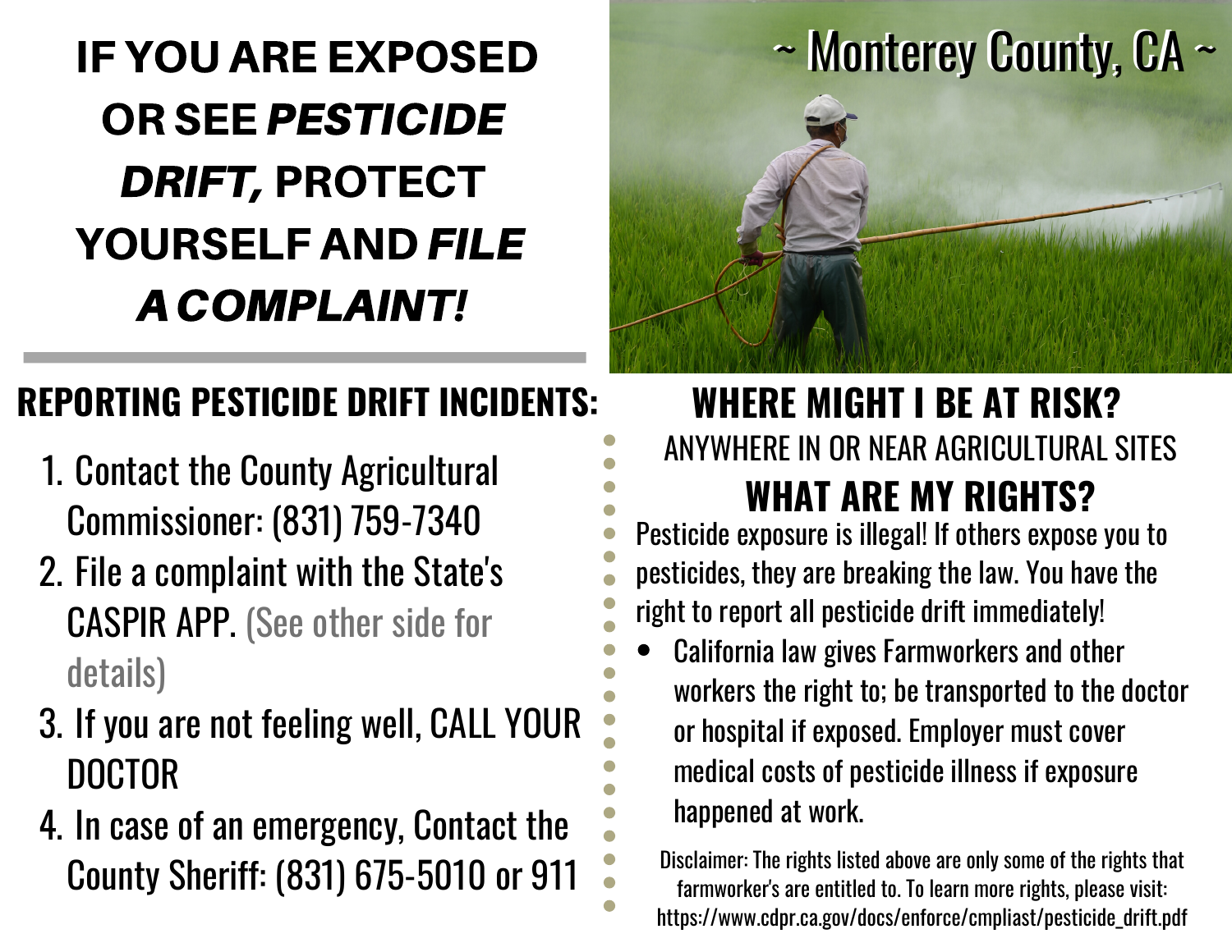# IF YOU ARE EXPOSED OR SEE *PESTICIDE DRIFT,* PROTECT YOURSELF AND *FILE A COMPLAINT!*

~ Monterey County, CA ~

## REPORTING PESTICIDE DRIFT INCIDENTS:

1. Contact the County Agricultural Commissioner: (831) 759-7340
2. File a complaint with the State's CASPIR APP. (See other side for details)
3. If you are not feeling well, CALL YOUR DOCTOR
4. In case of an emergency, Contact the County Sheriff: (831) 675-5010 or 911

## WHERE MIGHT I BE AT RISK?

ANYWHERE IN OR NEAR AGRICULTURAL SITES

## WHAT ARE MY RIGHTS?

Pesticide exposure is illegal! If others expose you to pesticides, they are breaking the law. You have the right to report all pesticide drift immediately!

- California law gives Farmworkers and other workers the right to; be transported to the doctor or hospital if exposed. Employer must cover medical costs of pesticide illness if exposure happened at work.

Disclaimer: The rights listed above are only some of the rights that farmworker's are entitled to. To learn more rights, please visit: https://www.cdpr.ca.gov/docs/enforce/cmpliast/pesticide_drift.pdf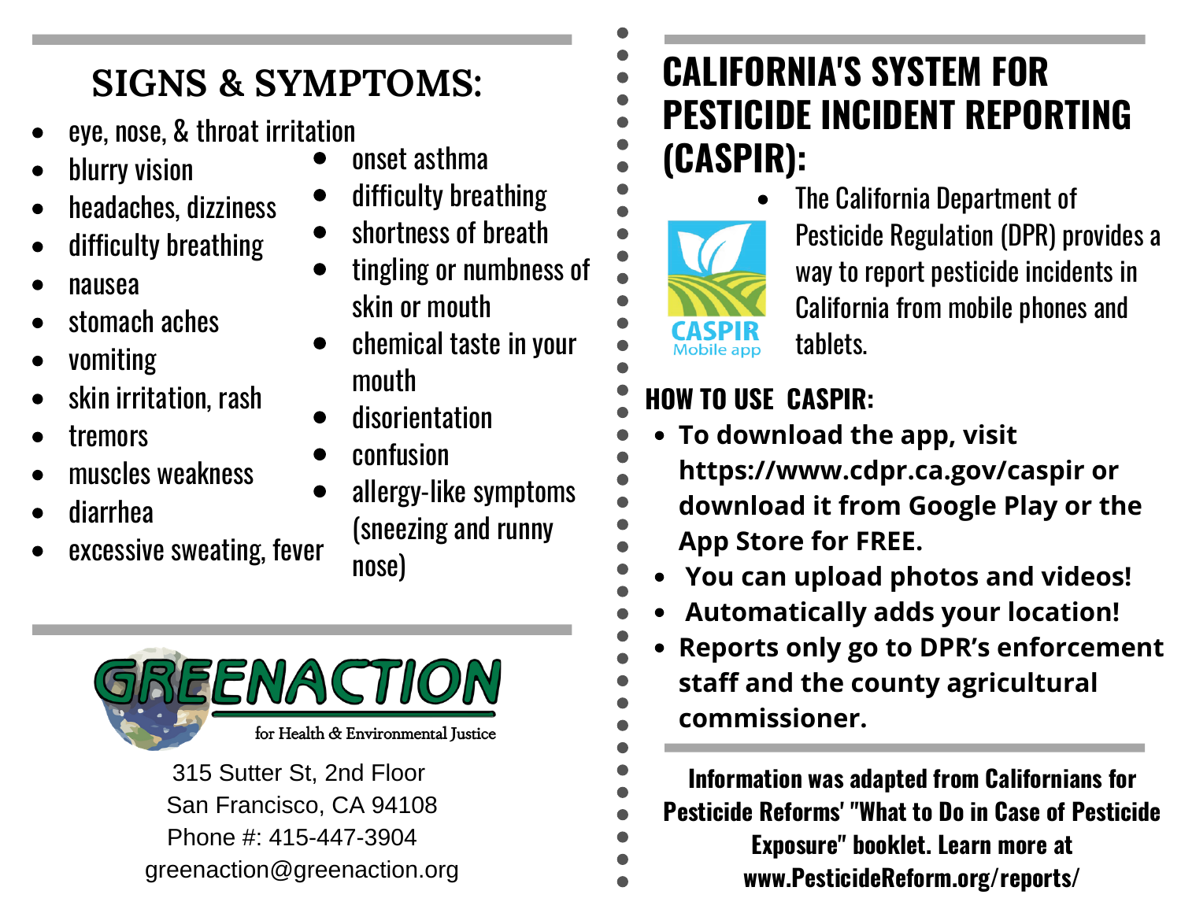## SIGNS & SYMPTOMS:

- eye, nose, & throat irritation
- blurry vision
- headaches, dizziness
- difficulty breathing
- nausea
- stomach aches
- vomiting
- skin irritation, rash
- tremors
- muscles weakness
- diarrhea
- excessive sweating, fever
- onset asthma
- difficulty breathing
- shortness of breath
- tingling or numbness of skin or mouth
- chemical taste in your mouth
- disorientation
- confusion
- allergy-like symptoms (sneezing and runny nose)

GREENACTION for Health & Environmental Justice

315 Sutter St, 2nd Floor
San Francisco, CA 94108
Phone #: 415-447-3904
greenaction@greenaction.org

## CALIFORNIA'S SYSTEM FOR PESTICIDE INCIDENT REPORTING (CASPIR):

CASPIR Mobile app

- The California Department of Pesticide Regulation (DPR) provides a way to report pesticide incidents in California from mobile phones and tablets.

### HOW TO USE CASPIR:

- **To download the app, visit https://www.cdpr.ca.gov/caspir or download it from Google Play or the App Store for FREE.**
- **You can upload photos and videos!**
- **Automatically adds your location!**
- **Reports only go to DPR's enforcement staff and the county agricultural commissioner.**

**Information was adapted from Californians for Pesticide Reforms' "What to Do in Case of Pesticide Exposure" booklet. Learn more at www.PesticideReform.org/reports/**